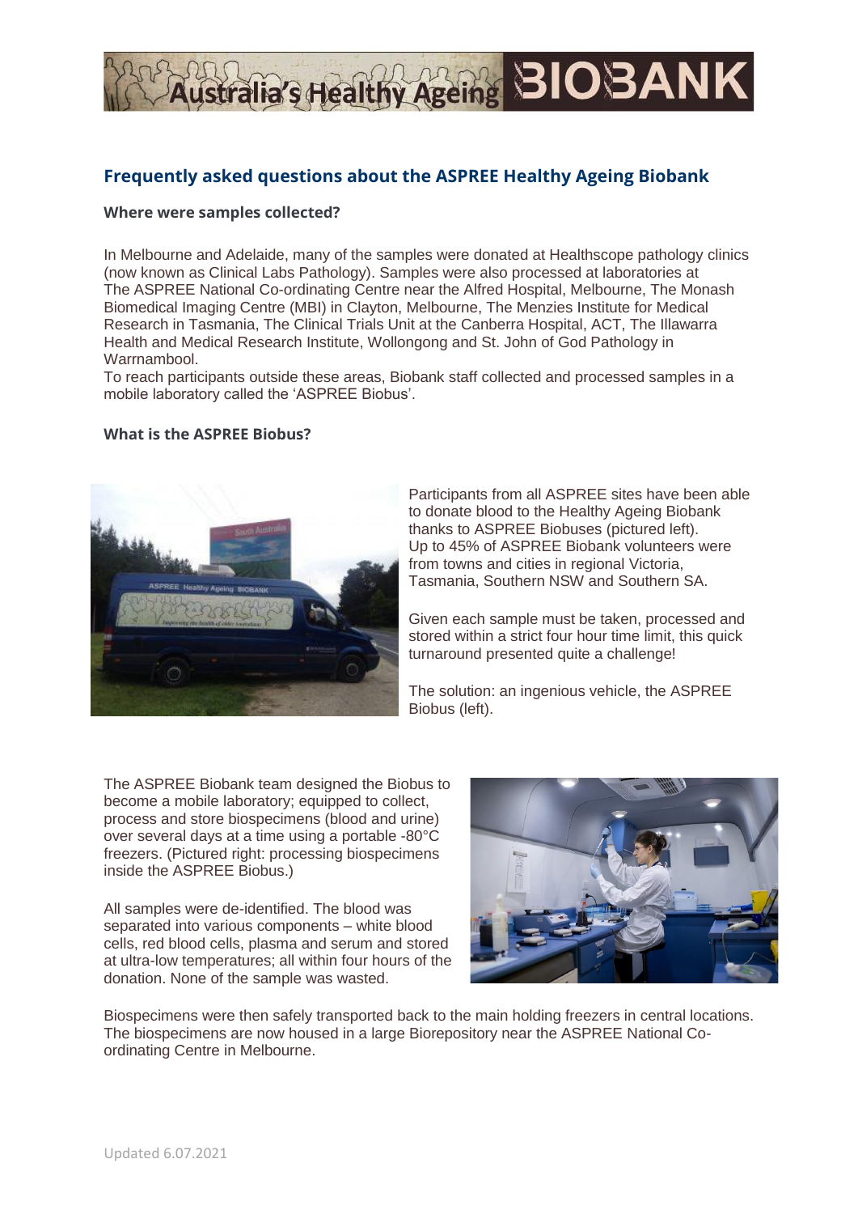# Australia's Healthy Ageing BIOBANK

## Frequently asked questions about the ASPREE Healthy Ageing Biobank

### Where were samples collected?

In Melbourne and Adelaide, many of the samples were donated at Healthscope pathology clinics (now known as Clinical Labs Pathology). Samples were also processed at laboratories at The ASPREE National Co-ordinating Centre near the Alfred Hospital, Melbourne, The Monash Biomedical Imaging Centre (MBI) in Clayton, Melbourne, The Menzies Institute for Medical Research in Tasmania, The Clinical Trials Unit at the Canberra Hospital, ACT, The Illawarra Health and Medical Research Institute, Wollongong and St. John of God Pathology in Warrnambool.

To reach participants outside these areas, Biobank staff collected and processed samples in a mobile laboratory called the 'ASPREE Biobus'.

### What is the ASPREE Biobus?

Participants from all ASPREE sites have been able to donate blood to the Healthy Ageing Biobank thanks to ASPREE Biobuses (pictured left). Up to 45% of ASPREE Biobank volunteers were from towns and cities in regional Victoria, Tasmania, Southern NSW and Southern SA.

Given each sample must be taken, processed and stored within a strict four hour time limit, this quick turnaround presented quite a challenge!

The solution: an ingenious vehicle, the ASPREE Biobus (left).

The ASPREE Biobank team designed the Biobus to become a mobile laboratory; equipped to collect, process and store biospecimens (blood and urine) over several days at a time using a portable -80°C freezers. (Pictured right: processing biospecimens inside the ASPREE Biobus.)

All samples were de-identified. The blood was separated into various components – white blood cells, red blood cells, plasma and serum and stored at ultra-low temperatures; all within four hours of the donation. None of the sample was wasted.

Biospecimens were then safely transported back to the main holding freezers in central locations. The biospecimens are now housed in a large Biorepository near the ASPREE National Co-ordinating Centre in Melbourne.

Updated 6.07.2021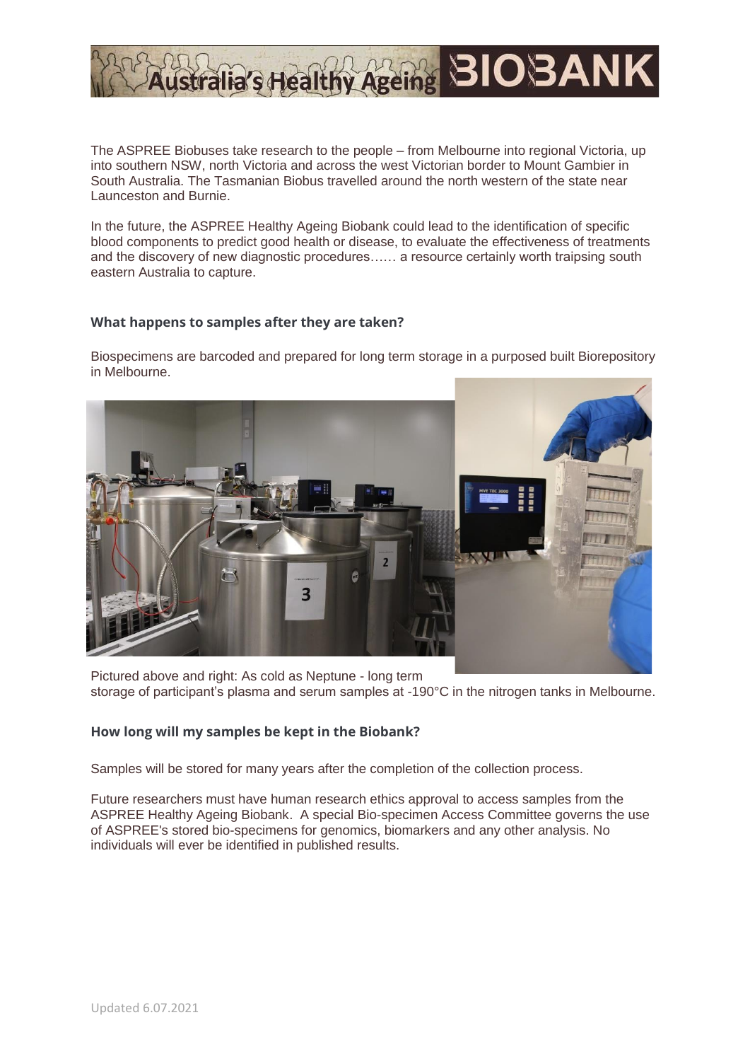The ASPREE Biobuses take research to the people – from Melbourne into regional Victoria, up into southern NSW, north Victoria and across the west Victorian border to Mount Gambier in South Australia. The Tasmanian Biobus travelled around the north western of the state near Launceston and Burnie.

In the future, the ASPREE Healthy Ageing Biobank could lead to the identification of specific blood components to predict good health or disease, to evaluate the effectiveness of treatments and the discovery of new diagnostic procedures…… a resource certainly worth traipsing south eastern Australia to capture.

### What happens to samples after they are taken?

Biospecimens are barcoded and prepared for long term storage in a purposed built Biorepository in Melbourne.

Pictured above and right: As cold as Neptune - long term storage of participant's plasma and serum samples at -190°C in the nitrogen tanks in Melbourne.

### How long will my samples be kept in the Biobank?

Samples will be stored for many years after the completion of the collection process.

Future researchers must have human research ethics approval to access samples from the ASPREE Healthy Ageing Biobank. A special Bio-specimen Access Committee governs the use of ASPREE's stored bio-specimens for genomics, biomarkers and any other analysis. No individuals will ever be identified in published results.

Updated 6.07.2021